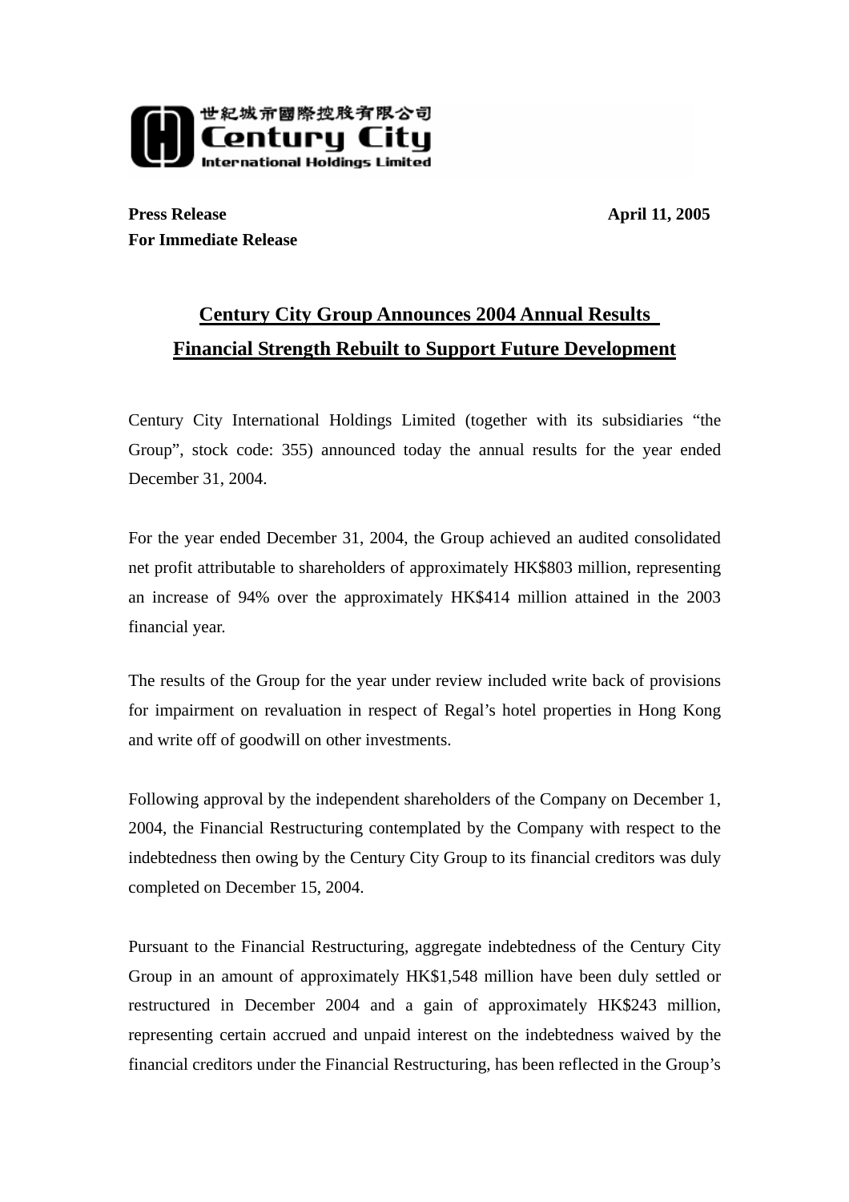世紀城市國際控股有限公司
Century City
International Holdings Limited

**Press Release** **April 11, 2005**
**For Immediate Release**

## Century City Group Announces 2004 Annual Results
## Financial Strength Rebuilt to Support Future Development

Century City International Holdings Limited (together with its subsidiaries "the Group", stock code: 355) announced today the annual results for the year ended December 31, 2004.

For the year ended December 31, 2004, the Group achieved an audited consolidated net profit attributable to shareholders of approximately HK$803 million, representing an increase of 94% over the approximately HK$414 million attained in the 2003 financial year.

The results of the Group for the year under review included write back of provisions for impairment on revaluation in respect of Regal's hotel properties in Hong Kong and write off of goodwill on other investments.

Following approval by the independent shareholders of the Company on December 1, 2004, the Financial Restructuring contemplated by the Company with respect to the indebtedness then owing by the Century City Group to its financial creditors was duly completed on December 15, 2004.

Pursuant to the Financial Restructuring, aggregate indebtedness of the Century City Group in an amount of approximately HK$1,548 million have been duly settled or restructured in December 2004 and a gain of approximately HK$243 million, representing certain accrued and unpaid interest on the indebtedness waived by the financial creditors under the Financial Restructuring, has been reflected in the Group's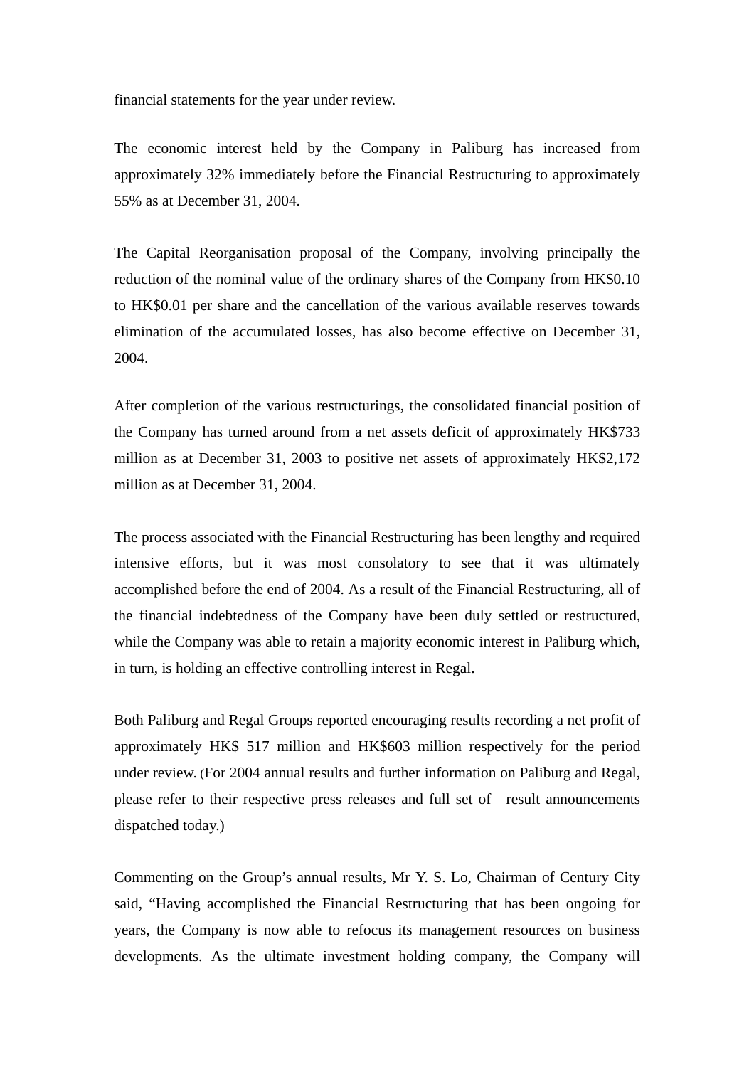financial statements for the year under review.

The economic interest held by the Company in Paliburg has increased from approximately 32% immediately before the Financial Restructuring to approximately 55% as at December 31, 2004.

The Capital Reorganisation proposal of the Company, involving principally the reduction of the nominal value of the ordinary shares of the Company from HK$0.10 to HK$0.01 per share and the cancellation of the various available reserves towards elimination of the accumulated losses, has also become effective on December 31, 2004.

After completion of the various restructurings, the consolidated financial position of the Company has turned around from a net assets deficit of approximately HK$733 million as at December 31, 2003 to positive net assets of approximately HK$2,172 million as at December 31, 2004.

The process associated with the Financial Restructuring has been lengthy and required intensive efforts, but it was most consolatory to see that it was ultimately accomplished before the end of 2004. As a result of the Financial Restructuring, all of the financial indebtedness of the Company have been duly settled or restructured, while the Company was able to retain a majority economic interest in Paliburg which, in turn, is holding an effective controlling interest in Regal.

Both Paliburg and Regal Groups reported encouraging results recording a net profit of approximately HK$ 517 million and HK$603 million respectively for the period under review. (For 2004 annual results and further information on Paliburg and Regal, please refer to their respective press releases and full set of result announcements dispatched today.)

Commenting on the Group's annual results, Mr Y. S. Lo, Chairman of Century City said, "Having accomplished the Financial Restructuring that has been ongoing for years, the Company is now able to refocus its management resources on business developments. As the ultimate investment holding company, the Company will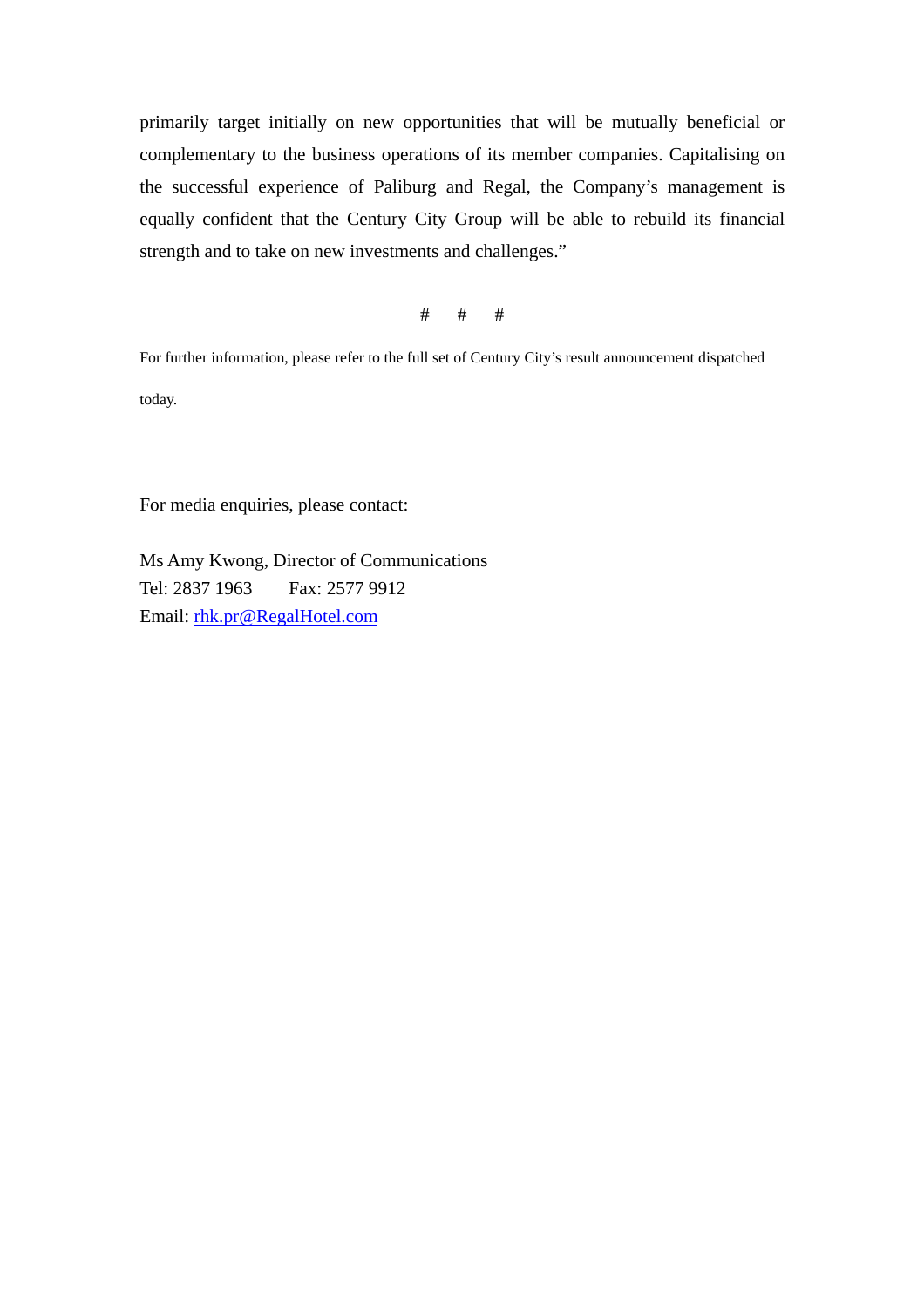primarily target initially on new opportunities that will be mutually beneficial or complementary to the business operations of its member companies. Capitalising on the successful experience of Paliburg and Regal, the Company's management is equally confident that the Century City Group will be able to rebuild its financial strength and to take on new investments and challenges."

# # #

For further information, please refer to the full set of Century City's result announcement dispatched today.

For media enquiries, please contact:

Ms Amy Kwong, Director of Communications
Tel: 2837 1963 Fax: 2577 9912
Email: rhk.pr@RegalHotel.com